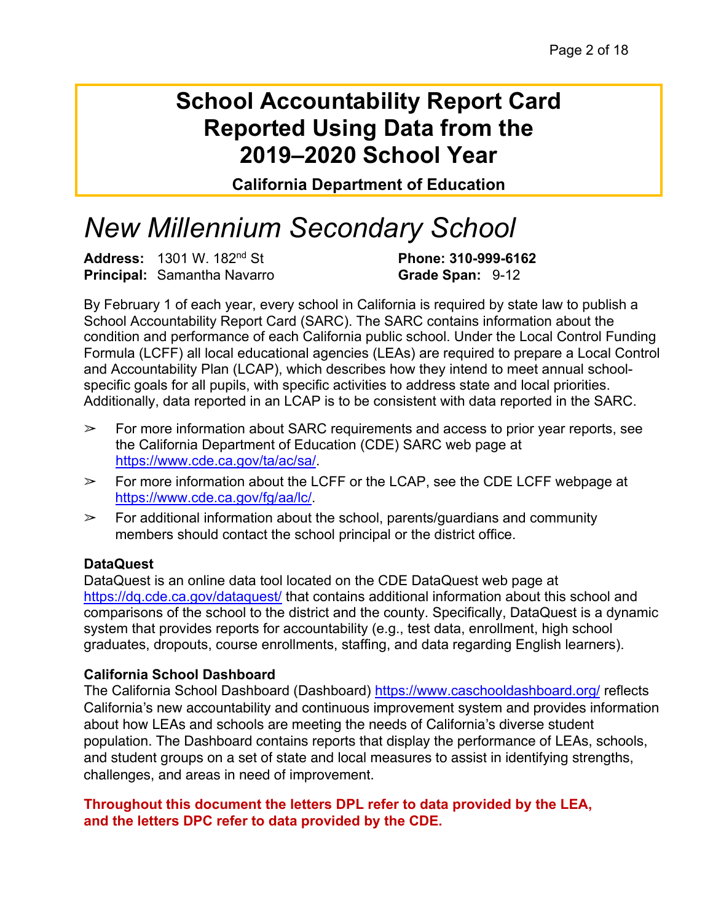# School Accountability Report Card Reported Using Data from the 2019–2020 School Year

**California Department of Education**

# *New Millennium Secondary School*

**Address:** 1301 W. 182nd St
**Principal:** Samantha Navarro
**Phone: 310-999-6162**
**Grade Span:** 9-12

By February 1 of each year, every school in California is required by state law to publish a School Accountability Report Card (SARC). The SARC contains information about the condition and performance of each California public school. Under the Local Control Funding Formula (LCFF) all local educational agencies (LEAs) are required to prepare a Local Control and Accountability Plan (LCAP), which describes how they intend to meet annual school-specific goals for all pupils, with specific activities to address state and local priorities. Additionally, data reported in an LCAP is to be consistent with data reported in the SARC.

- For more information about SARC requirements and access to prior year reports, see the California Department of Education (CDE) SARC web page at https://www.cde.ca.gov/ta/ac/sa/.
- For more information about the LCFF or the LCAP, see the CDE LCFF webpage at https://www.cde.ca.gov/fg/aa/lc/.
- For additional information about the school, parents/guardians and community members should contact the school principal or the district office.

**DataQuest**

DataQuest is an online data tool located on the CDE DataQuest web page at https://dq.cde.ca.gov/dataquest/ that contains additional information about this school and comparisons of the school to the district and the county. Specifically, DataQuest is a dynamic system that provides reports for accountability (e.g., test data, enrollment, high school graduates, dropouts, course enrollments, staffing, and data regarding English learners).

**California School Dashboard**

The California School Dashboard (Dashboard) https://www.caschooldashboard.org/ reflects California's new accountability and continuous improvement system and provides information about how LEAs and schools are meeting the needs of California's diverse student population. The Dashboard contains reports that display the performance of LEAs, schools, and student groups on a set of state and local measures to assist in identifying strengths, challenges, and areas in need of improvement.

**Throughout this document the letters DPL refer to data provided by the LEA, and the letters DPC refer to data provided by the CDE.**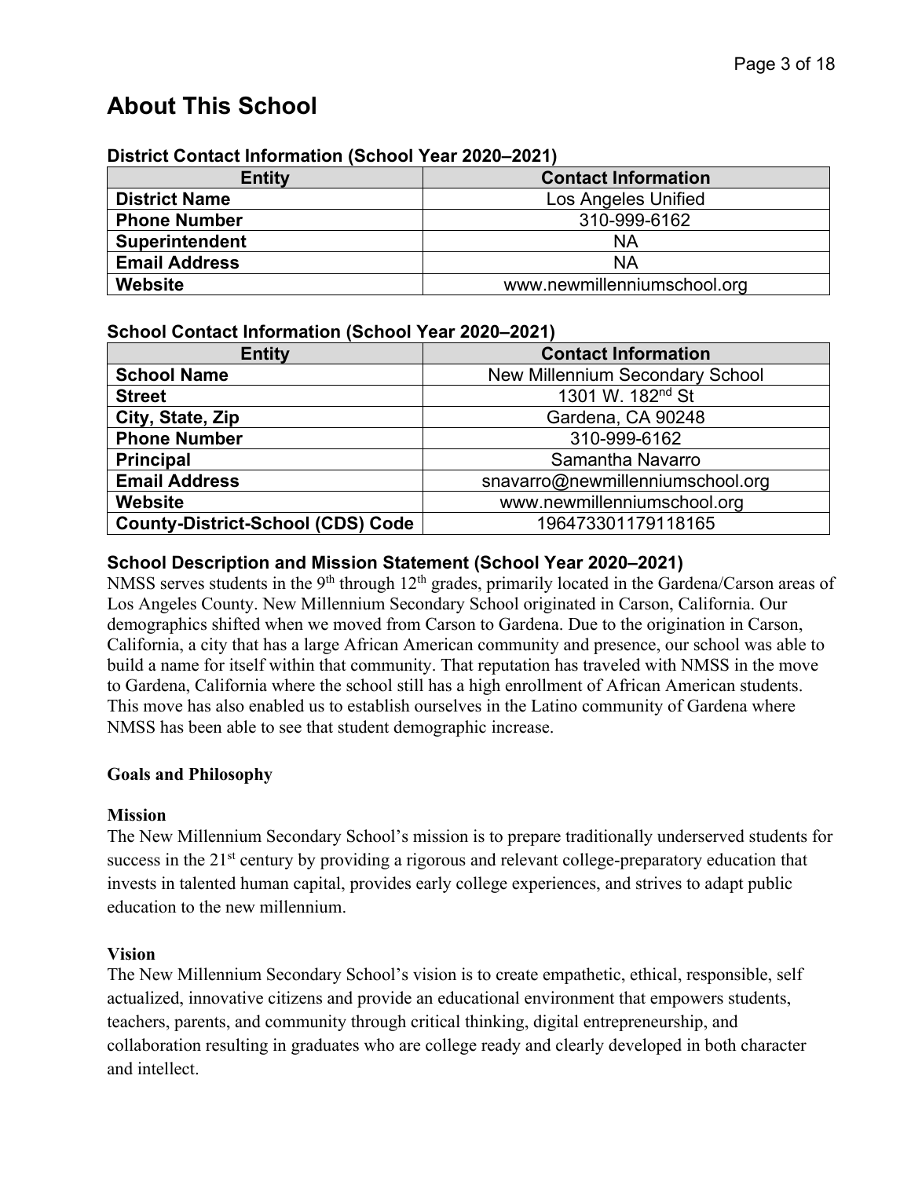# About This School

### District Contact Information (School Year 2020–2021)

| Entity | Contact Information |
|---|---|
| **District Name** | Los Angeles Unified |
| **Phone Number** | 310-999-6162 |
| **Superintendent** | NA |
| **Email Address** | NA |
| **Website** | www.newmillenniumschool.org |

### School Contact Information (School Year 2020–2021)

| Entity | Contact Information |
|---|---|
| **School Name** | New Millennium Secondary School |
| **Street** | 1301 W. 182nd St |
| **City, State, Zip** | Gardena, CA 90248 |
| **Phone Number** | 310-999-6162 |
| **Principal** | Samantha Navarro |
| **Email Address** | snavarro@newmillenniumschool.org |
| **Website** | www.newmillenniumschool.org |
| **County-District-School (CDS) Code** | 19647330117918165 |

### School Description and Mission Statement (School Year 2020–2021)

NMSS serves students in the 9th through 12th grades, primarily located in the Gardena/Carson areas of Los Angeles County. New Millennium Secondary School originated in Carson, California. Our demographics shifted when we moved from Carson to Gardena. Due to the origination in Carson, California, a city that has a large African American community and presence, our school was able to build a name for itself within that community. That reputation has traveled with NMSS in the move to Gardena, California where the school still has a high enrollment of African American students. This move has also enabled us to establish ourselves in the Latino community of Gardena where NMSS has been able to see that student demographic increase.

**Goals and Philosophy**

**Mission**

The New Millennium Secondary School's mission is to prepare traditionally underserved students for success in the 21st century by providing a rigorous and relevant college-preparatory education that invests in talented human capital, provides early college experiences, and strives to adapt public education to the new millennium.

**Vision**

The New Millennium Secondary School's vision is to create empathetic, ethical, responsible, self actualized, innovative citizens and provide an educational environment that empowers students, teachers, parents, and community through critical thinking, digital entrepreneurship, and collaboration resulting in graduates who are college ready and clearly developed in both character and intellect.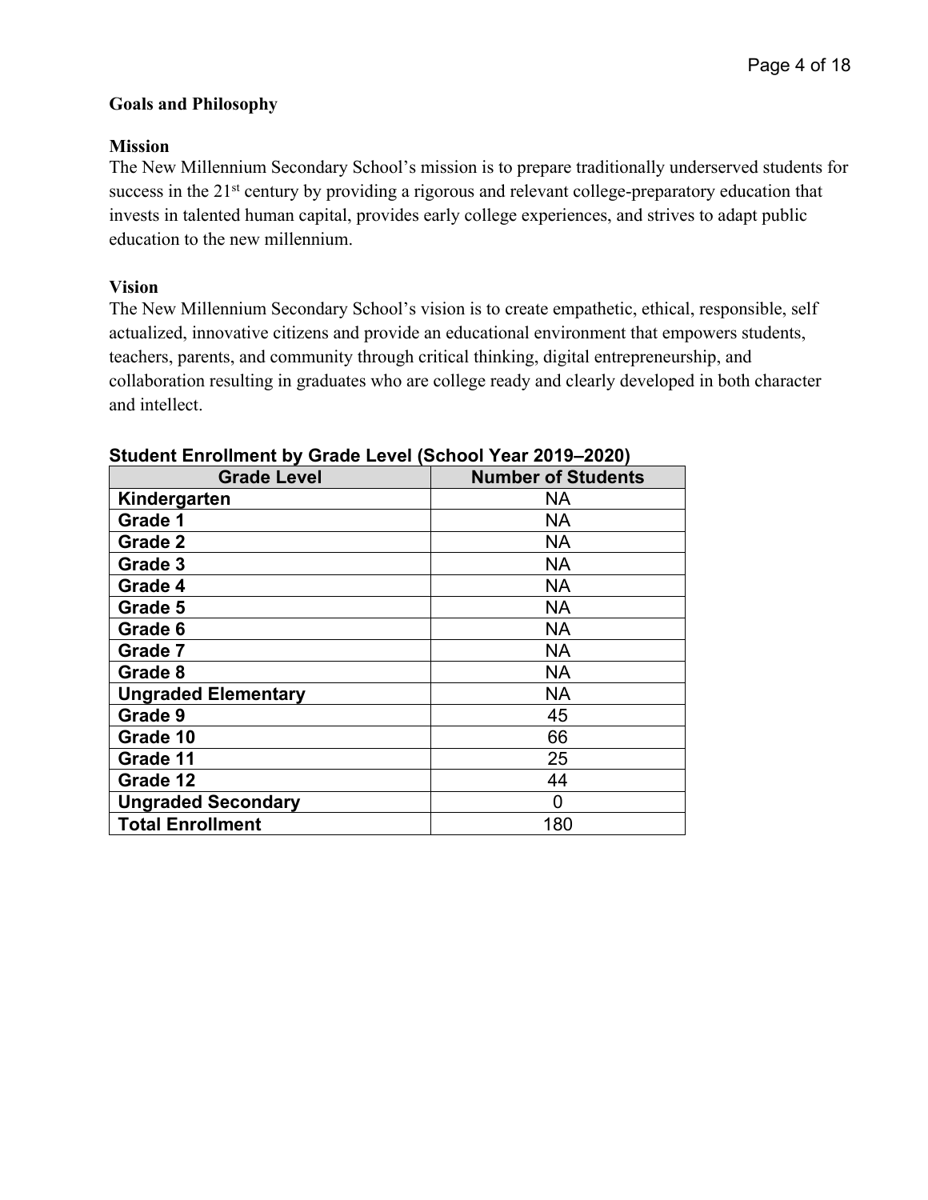## Goals and Philosophy

### Mission

The New Millennium Secondary School's mission is to prepare traditionally underserved students for success in the 21st century by providing a rigorous and relevant college-preparatory education that invests in talented human capital, provides early college experiences, and strives to adapt public education to the new millennium.

### Vision

The New Millennium Secondary School's vision is to create empathetic, ethical, responsible, self actualized, innovative citizens and provide an educational environment that empowers students, teachers, parents, and community through critical thinking, digital entrepreneurship, and collaboration resulting in graduates who are college ready and clearly developed in both character and intellect.

**Student Enrollment by Grade Level (School Year 2019–2020)**

| Grade Level | Number of Students |
|---|---|
| **Kindergarten** | NA |
| **Grade 1** | NA |
| **Grade 2** | NA |
| **Grade 3** | NA |
| **Grade 4** | NA |
| **Grade 5** | NA |
| **Grade 6** | NA |
| **Grade 7** | NA |
| **Grade 8** | NA |
| **Ungraded Elementary** | NA |
| **Grade 9** | 45 |
| **Grade 10** | 66 |
| **Grade 11** | 25 |
| **Grade 12** | 44 |
| **Ungraded Secondary** | 0 |
| **Total Enrollment** | 180 |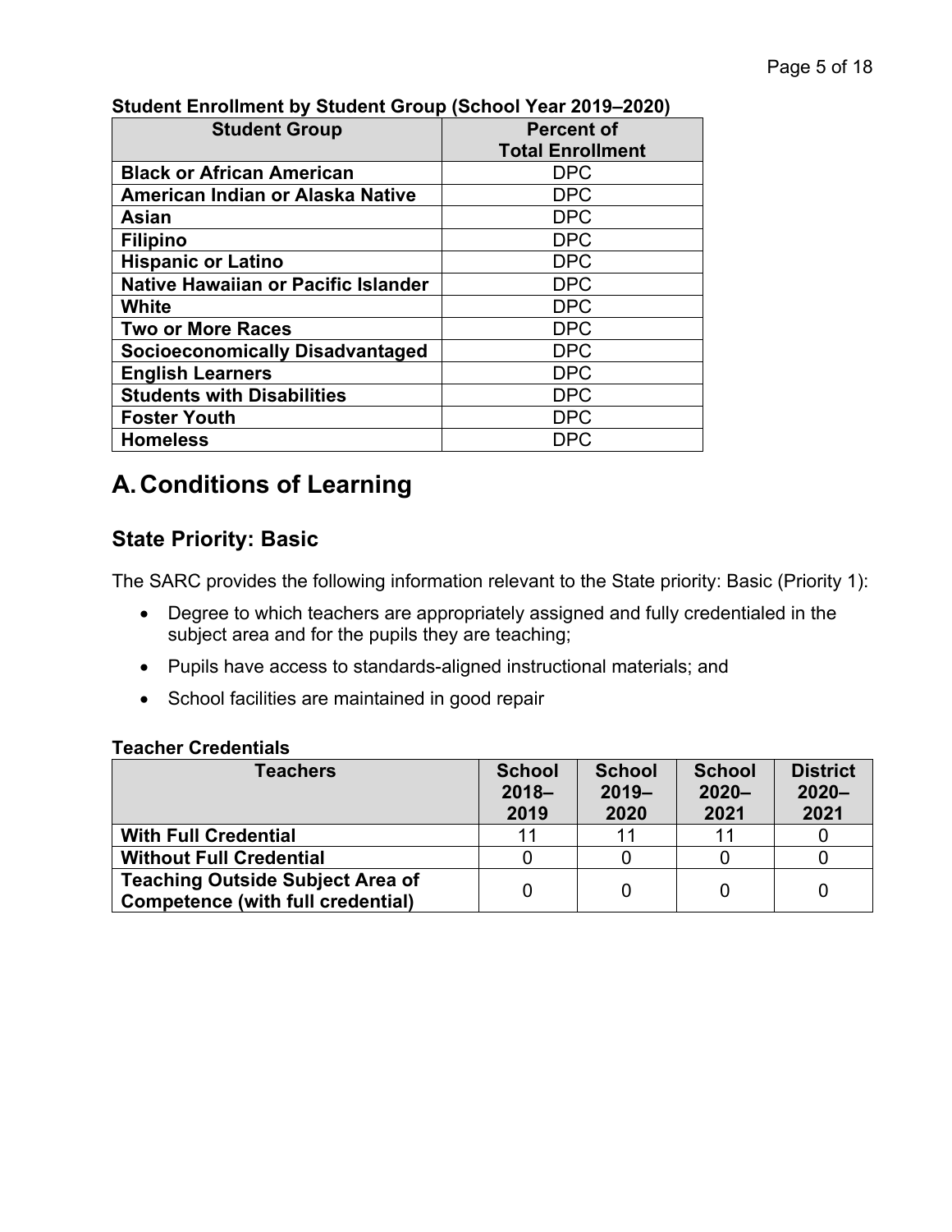**Student Enrollment by Student Group (School Year 2019–2020)**

| Student Group | Percent of Total Enrollment |
| --- | --- |
| **Black or African American** | DPC |
| **American Indian or Alaska Native** | DPC |
| **Asian** | DPC |
| **Filipino** | DPC |
| **Hispanic or Latino** | DPC |
| **Native Hawaiian or Pacific Islander** | DPC |
| **White** | DPC |
| **Two or More Races** | DPC |
| **Socioeconomically Disadvantaged** | DPC |
| **English Learners** | DPC |
| **Students with Disabilities** | DPC |
| **Foster Youth** | DPC |
| **Homeless** | DPC |

# A. Conditions of Learning

## State Priority: Basic

The SARC provides the following information relevant to the State priority: Basic (Priority 1):

- Degree to which teachers are appropriately assigned and fully credentialed in the subject area and for the pupils they are teaching;
- Pupils have access to standards-aligned instructional materials; and
- School facilities are maintained in good repair

**Teacher Credentials**

| Teachers | School 2018–2019 | School 2019–2020 | School 2020–2021 | District 2020–2021 |
| --- | --- | --- | --- | --- |
| **With Full Credential** | 11 | 11 | 11 | 0 |
| **Without Full Credential** | 0 | 0 | 0 | 0 |
| **Teaching Outside Subject Area of Competence (with full credential)** | 0 | 0 | 0 | 0 |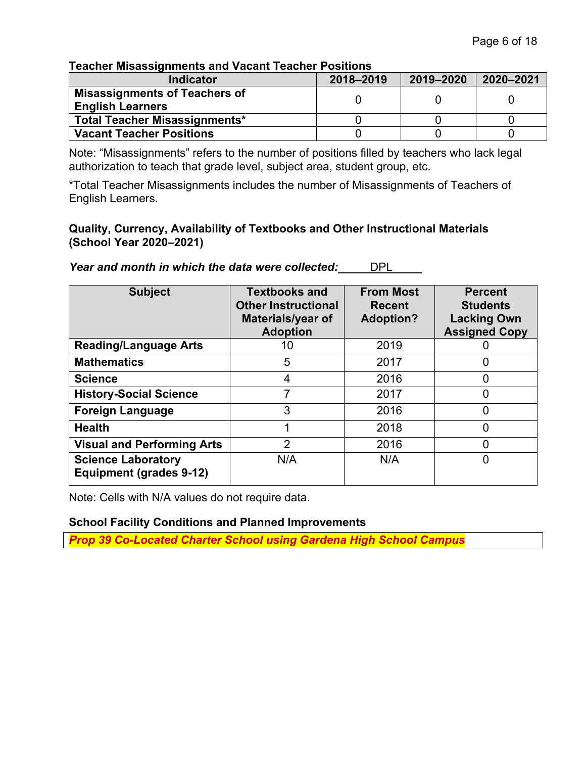**Teacher Misassignments and Vacant Teacher Positions**

| Indicator | 2018–2019 | 2019–2020 | 2020–2021 |
|---|---|---|---|
| **Misassignments of Teachers of English Learners** | 0 | 0 | 0 |
| **Total Teacher Misassignments*** | 0 | 0 | 0 |
| **Vacant Teacher Positions** | 0 | 0 | 0 |

Note: "Misassignments" refers to the number of positions filled by teachers who lack legal authorization to teach that grade level, subject area, student group, etc.

*Total Teacher Misassignments includes the number of Misassignments of Teachers of English Learners.

**Quality, Currency, Availability of Textbooks and Other Instructional Materials (School Year 2020–2021)**

***Year and month in which the data were collected:*** DPL

| Subject | Textbooks and Other Instructional Materials/year of Adoption | From Most Recent Adoption? | Percent Students Lacking Own Assigned Copy |
|---|---|---|---|
| **Reading/Language Arts** | 10 | 2019 | 0 |
| **Mathematics** | 5 | 2017 | 0 |
| **Science** | 4 | 2016 | 0 |
| **History-Social Science** | 7 | 2017 | 0 |
| **Foreign Language** | 3 | 2016 | 0 |
| **Health** | 1 | 2018 | 0 |
| **Visual and Performing Arts** | 2 | 2016 | 0 |
| **Science Laboratory Equipment (grades 9-12)** | N/A | N/A | 0 |

Note: Cells with N/A values do not require data.

**School Facility Conditions and Planned Improvements**

***Prop 39 Co-Located Charter School using Gardena High School Campus***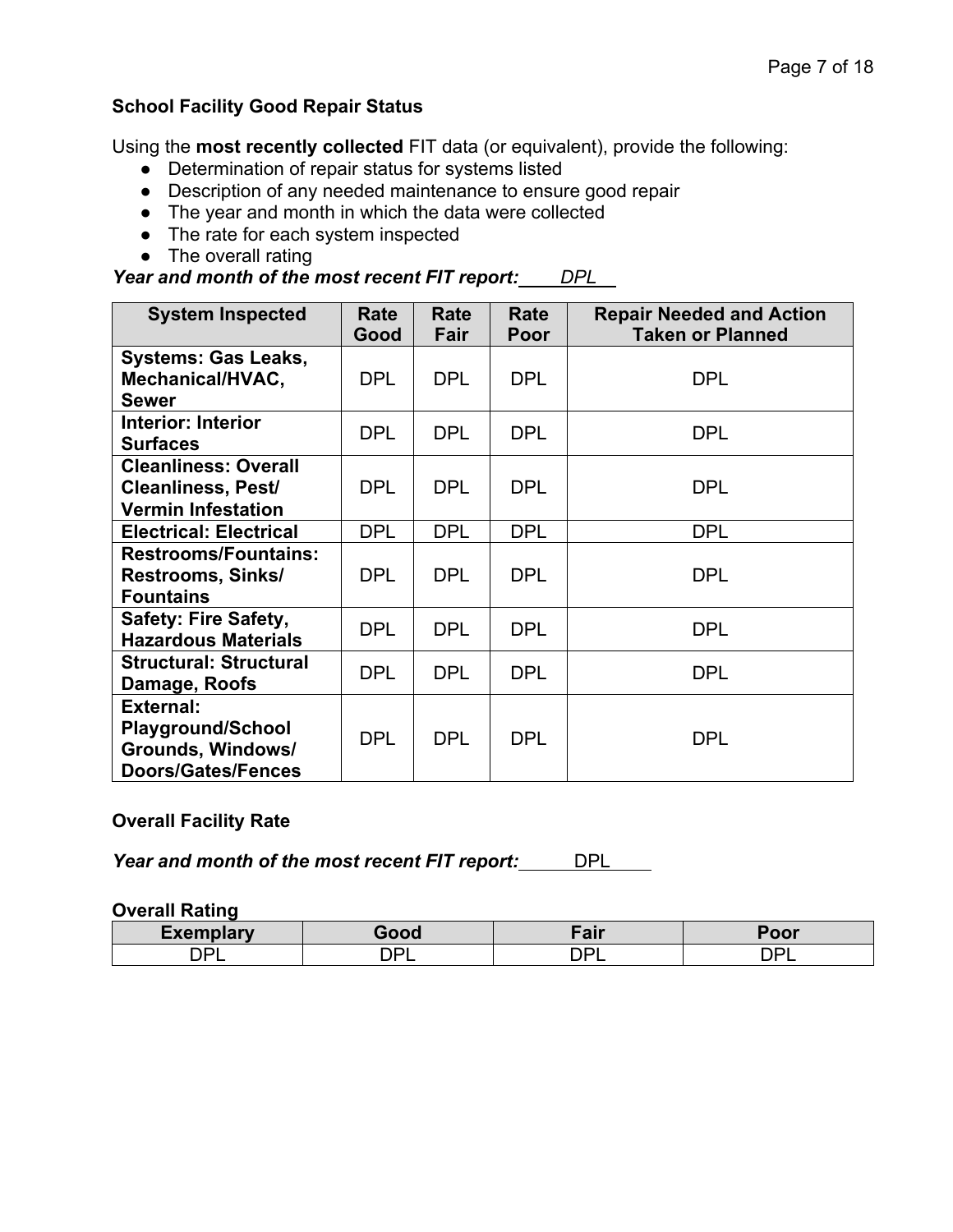**School Facility Good Repair Status**

Using the **most recently collected** FIT data (or equivalent), provide the following:

- Determination of repair status for systems listed
- Description of any needed maintenance to ensure good repair
- The year and month in which the data were collected
- The rate for each system inspected
- The overall rating

***Year and month of the most recent FIT report:*** *DPL*

| System Inspected | Rate Good | Rate Fair | Rate Poor | Repair Needed and Action Taken or Planned |
|---|---|---|---|---|
| **Systems: Gas Leaks, Mechanical/HVAC, Sewer** | DPL | DPL | DPL | DPL |
| **Interior: Interior Surfaces** | DPL | DPL | DPL | DPL |
| **Cleanliness: Overall Cleanliness, Pest/ Vermin Infestation** | DPL | DPL | DPL | DPL |
| **Electrical: Electrical** | DPL | DPL | DPL | DPL |
| **Restrooms/Fountains: Restrooms, Sinks/ Fountains** | DPL | DPL | DPL | DPL |
| **Safety: Fire Safety, Hazardous Materials** | DPL | DPL | DPL | DPL |
| **Structural: Structural Damage, Roofs** | DPL | DPL | DPL | DPL |
| **External: Playground/School Grounds, Windows/ Doors/Gates/Fences** | DPL | DPL | DPL | DPL |

**Overall Facility Rate**

***Year and month of the most recent FIT report:*** DPL

**Overall Rating**

| Exemplary | Good | Fair | Poor |
|---|---|---|---|
| DPL | DPL | DPL | DPL |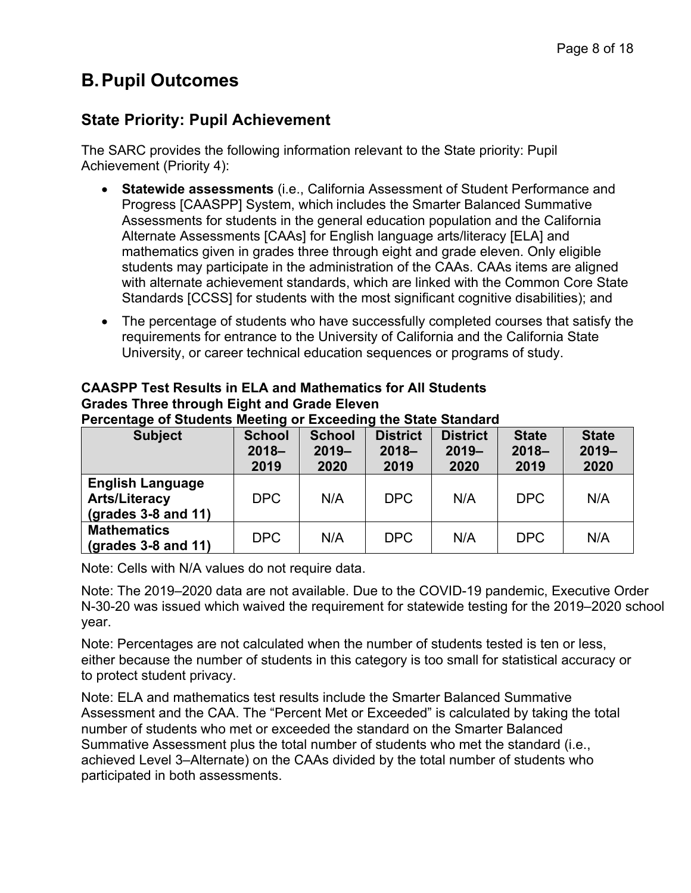# B. Pupil Outcomes

## State Priority: Pupil Achievement

The SARC provides the following information relevant to the State priority: Pupil Achievement (Priority 4):

- **Statewide assessments** (i.e., California Assessment of Student Performance and Progress [CAASPP] System, which includes the Smarter Balanced Summative Assessments for students in the general education population and the California Alternate Assessments [CAAs] for English language arts/literacy [ELA] and mathematics given in grades three through eight and grade eleven. Only eligible students may participate in the administration of the CAAs. CAAs items are aligned with alternate achievement standards, which are linked with the Common Core State Standards [CCSS] for students with the most significant cognitive disabilities); and
- The percentage of students who have successfully completed courses that satisfy the requirements for entrance to the University of California and the California State University, or career technical education sequences or programs of study.

**CAASPP Test Results in ELA and Mathematics for All Students**
**Grades Three through Eight and Grade Eleven**
**Percentage of Students Meeting or Exceeding the State Standard**

| Subject | School 2018–2019 | School 2019–2020 | District 2018–2019 | District 2019–2020 | State 2018–2019 | State 2019–2020 |
|---|---|---|---|---|---|---|
| English Language Arts/Literacy (grades 3-8 and 11) | DPC | N/A | DPC | N/A | DPC | N/A |
| Mathematics (grades 3-8 and 11) | DPC | N/A | DPC | N/A | DPC | N/A |

Note: Cells with N/A values do not require data.

Note: The 2019–2020 data are not available. Due to the COVID-19 pandemic, Executive Order N-30-20 was issued which waived the requirement for statewide testing for the 2019–2020 school year.

Note: Percentages are not calculated when the number of students tested is ten or less, either because the number of students in this category is too small for statistical accuracy or to protect student privacy.

Note: ELA and mathematics test results include the Smarter Balanced Summative Assessment and the CAA. The "Percent Met or Exceeded" is calculated by taking the total number of students who met or exceeded the standard on the Smarter Balanced Summative Assessment plus the total number of students who met the standard (i.e., achieved Level 3–Alternate) on the CAAs divided by the total number of students who participated in both assessments.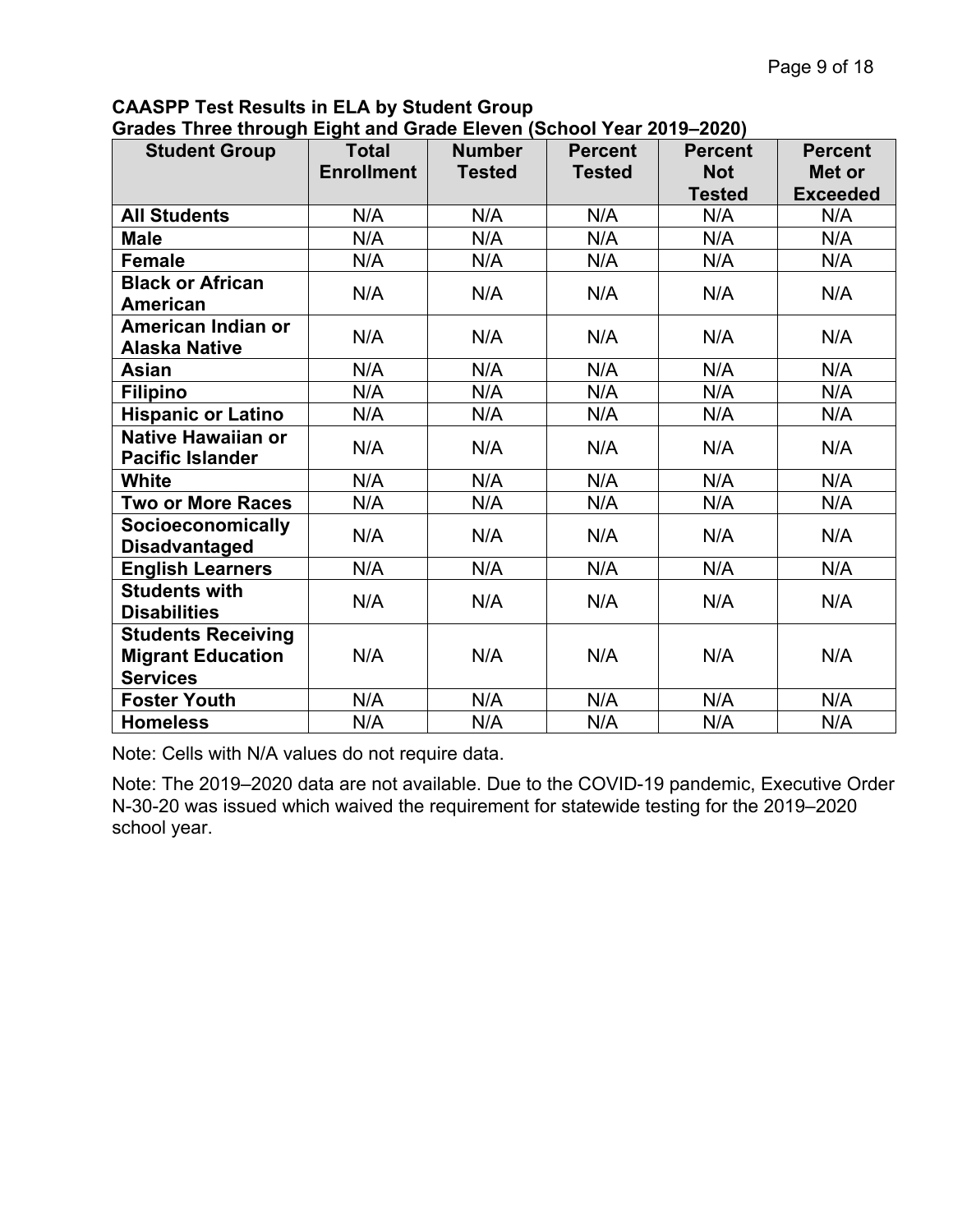**CAASPP Test Results in ELA by Student Group**
**Grades Three through Eight and Grade Eleven (School Year 2019–2020)**

| Student Group | Total Enrollment | Number Tested | Percent Tested | Percent Not Tested | Percent Met or Exceeded |
|---|---|---|---|---|---|
| **All Students** | N/A | N/A | N/A | N/A | N/A |
| **Male** | N/A | N/A | N/A | N/A | N/A |
| **Female** | N/A | N/A | N/A | N/A | N/A |
| **Black or African American** | N/A | N/A | N/A | N/A | N/A |
| **American Indian or Alaska Native** | N/A | N/A | N/A | N/A | N/A |
| **Asian** | N/A | N/A | N/A | N/A | N/A |
| **Filipino** | N/A | N/A | N/A | N/A | N/A |
| **Hispanic or Latino** | N/A | N/A | N/A | N/A | N/A |
| **Native Hawaiian or Pacific Islander** | N/A | N/A | N/A | N/A | N/A |
| **White** | N/A | N/A | N/A | N/A | N/A |
| **Two or More Races** | N/A | N/A | N/A | N/A | N/A |
| **Socioeconomically Disadvantaged** | N/A | N/A | N/A | N/A | N/A |
| **English Learners** | N/A | N/A | N/A | N/A | N/A |
| **Students with Disabilities** | N/A | N/A | N/A | N/A | N/A |
| **Students Receiving Migrant Education Services** | N/A | N/A | N/A | N/A | N/A |
| **Foster Youth** | N/A | N/A | N/A | N/A | N/A |
| **Homeless** | N/A | N/A | N/A | N/A | N/A |

Note: Cells with N/A values do not require data.

Note: The 2019–2020 data are not available. Due to the COVID-19 pandemic, Executive Order N-30-20 was issued which waived the requirement for statewide testing for the 2019–2020 school year.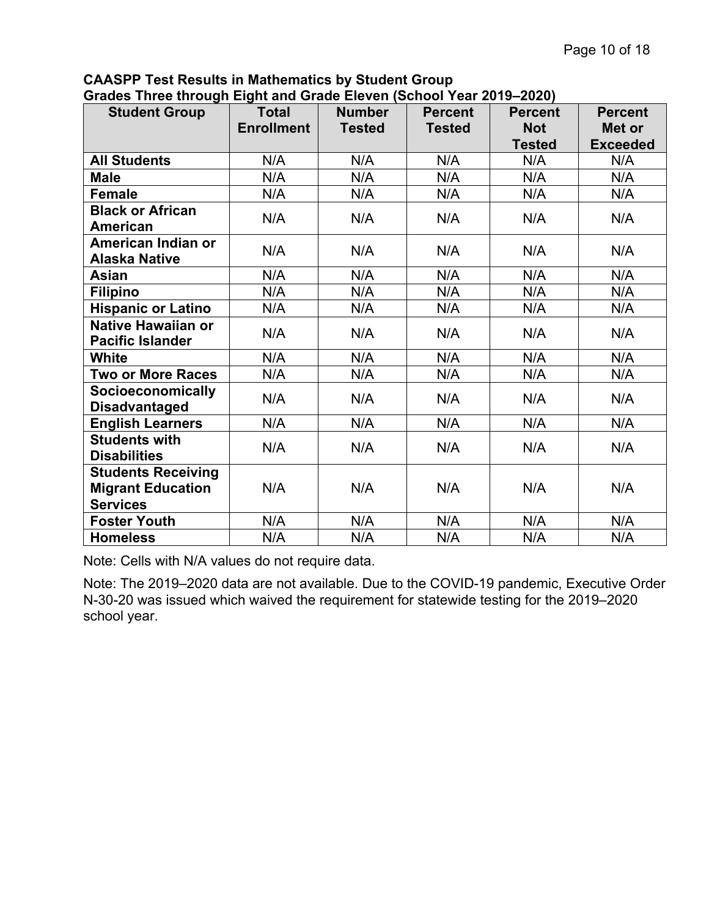**CAASPP Test Results in Mathematics by Student Group**
**Grades Three through Eight and Grade Eleven (School Year 2019–2020)**

| Student Group | Total Enrollment | Number Tested | Percent Tested | Percent Not Tested | Percent Met or Exceeded |
|---|---|---|---|---|---|
| **All Students** | N/A | N/A | N/A | N/A | N/A |
| **Male** | N/A | N/A | N/A | N/A | N/A |
| **Female** | N/A | N/A | N/A | N/A | N/A |
| **Black or African American** | N/A | N/A | N/A | N/A | N/A |
| **American Indian or Alaska Native** | N/A | N/A | N/A | N/A | N/A |
| **Asian** | N/A | N/A | N/A | N/A | N/A |
| **Filipino** | N/A | N/A | N/A | N/A | N/A |
| **Hispanic or Latino** | N/A | N/A | N/A | N/A | N/A |
| **Native Hawaiian or Pacific Islander** | N/A | N/A | N/A | N/A | N/A |
| **White** | N/A | N/A | N/A | N/A | N/A |
| **Two or More Races** | N/A | N/A | N/A | N/A | N/A |
| **Socioeconomically Disadvantaged** | N/A | N/A | N/A | N/A | N/A |
| **English Learners** | N/A | N/A | N/A | N/A | N/A |
| **Students with Disabilities** | N/A | N/A | N/A | N/A | N/A |
| **Students Receiving Migrant Education Services** | N/A | N/A | N/A | N/A | N/A |
| **Foster Youth** | N/A | N/A | N/A | N/A | N/A |
| **Homeless** | N/A | N/A | N/A | N/A | N/A |

Note: Cells with N/A values do not require data.

Note: The 2019–2020 data are not available. Due to the COVID-19 pandemic, Executive Order N-30-20 was issued which waived the requirement for statewide testing for the 2019–2020 school year.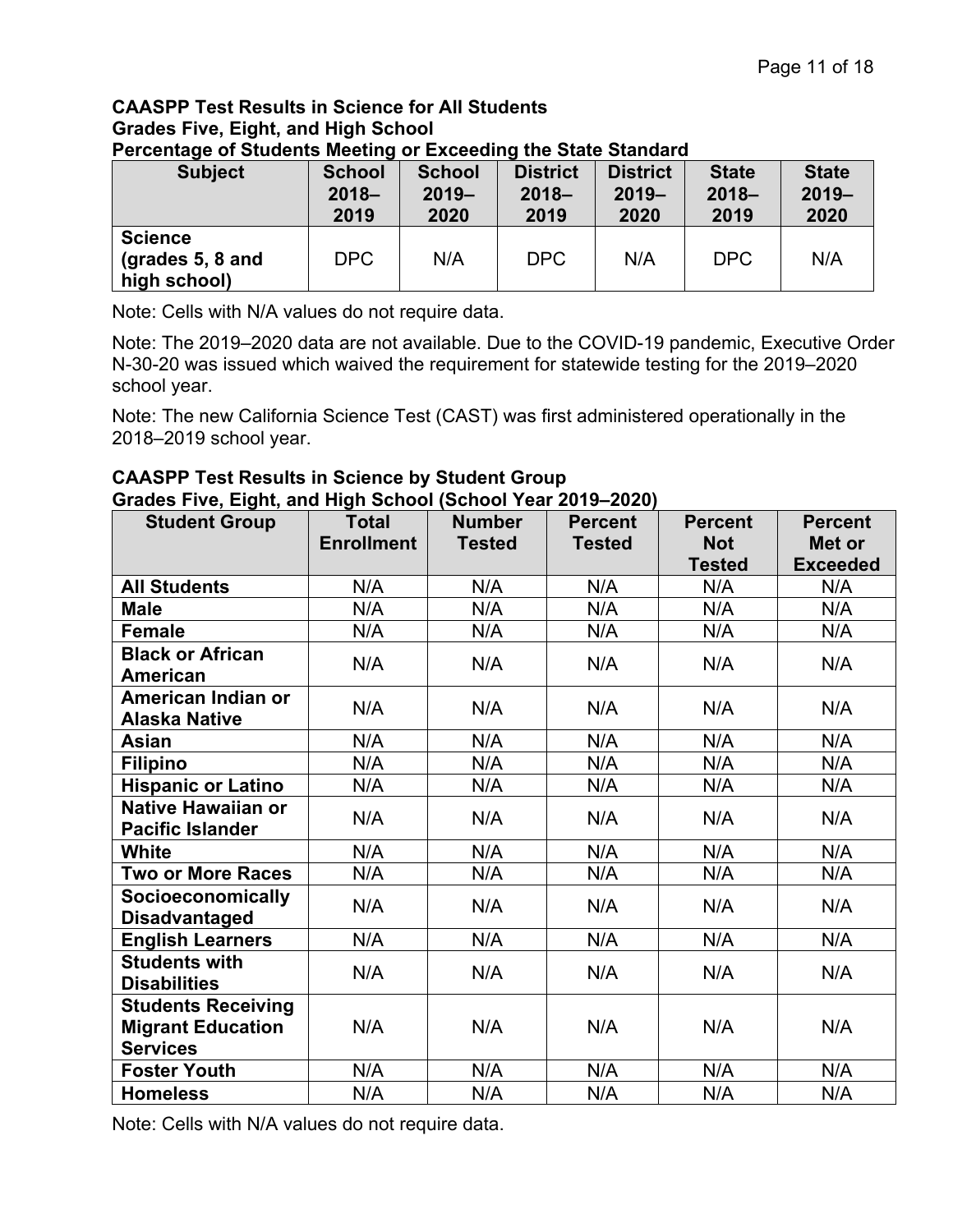**CAASPP Test Results in Science for All Students**
**Grades Five, Eight, and High School**
**Percentage of Students Meeting or Exceeding the State Standard**

| Subject | School 2018–2019 | School 2019–2020 | District 2018–2019 | District 2019–2020 | State 2018–2019 | State 2019–2020 |
|---|---|---|---|---|---|---|
| **Science (grades 5, 8 and high school)** | DPC | N/A | DPC | N/A | DPC | N/A |

Note: Cells with N/A values do not require data.

Note: The 2019–2020 data are not available. Due to the COVID-19 pandemic, Executive Order N-30-20 was issued which waived the requirement for statewide testing for the 2019–2020 school year.

Note: The new California Science Test (CAST) was first administered operationally in the 2018–2019 school year.

**CAASPP Test Results in Science by Student Group**
**Grades Five, Eight, and High School (School Year 2019–2020)**

| Student Group | Total Enrollment | Number Tested | Percent Tested | Percent Not Tested | Percent Met or Exceeded |
|---|---|---|---|---|---|
| **All Students** | N/A | N/A | N/A | N/A | N/A |
| **Male** | N/A | N/A | N/A | N/A | N/A |
| **Female** | N/A | N/A | N/A | N/A | N/A |
| **Black or African American** | N/A | N/A | N/A | N/A | N/A |
| **American Indian or Alaska Native** | N/A | N/A | N/A | N/A | N/A |
| **Asian** | N/A | N/A | N/A | N/A | N/A |
| **Filipino** | N/A | N/A | N/A | N/A | N/A |
| **Hispanic or Latino** | N/A | N/A | N/A | N/A | N/A |
| **Native Hawaiian or Pacific Islander** | N/A | N/A | N/A | N/A | N/A |
| **White** | N/A | N/A | N/A | N/A | N/A |
| **Two or More Races** | N/A | N/A | N/A | N/A | N/A |
| **Socioeconomically Disadvantaged** | N/A | N/A | N/A | N/A | N/A |
| **English Learners** | N/A | N/A | N/A | N/A | N/A |
| **Students with Disabilities** | N/A | N/A | N/A | N/A | N/A |
| **Students Receiving Migrant Education Services** | N/A | N/A | N/A | N/A | N/A |
| **Foster Youth** | N/A | N/A | N/A | N/A | N/A |
| **Homeless** | N/A | N/A | N/A | N/A | N/A |

Note: Cells with N/A values do not require data.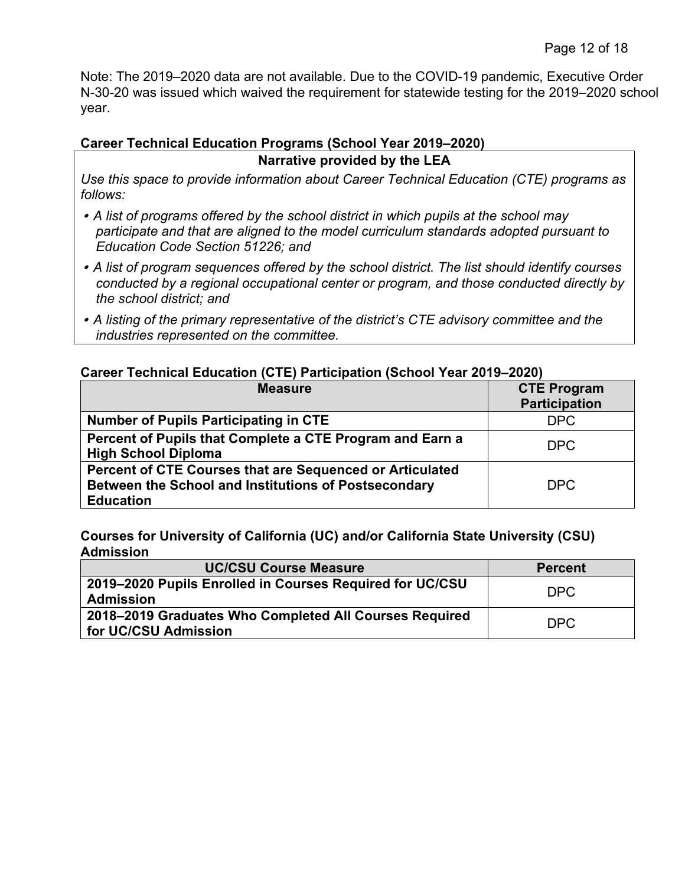Note: The 2019–2020 data are not available. Due to the COVID-19 pandemic, Executive Order N-30-20 was issued which waived the requirement for statewide testing for the 2019–2020 school year.

### Career Technical Education Programs (School Year 2019–2020)

| Narrative provided by the LEA |
|---|
| *Use this space to provide information about Career Technical Education (CTE) programs as follows:*<br>• *A list of programs offered by the school district in which pupils at the school may participate and that are aligned to the model curriculum standards adopted pursuant to Education Code Section 51226; and*<br>• *A list of program sequences offered by the school district. The list should identify courses conducted by a regional occupational center or program, and those conducted directly by the school district; and*<br>• *A listing of the primary representative of the district's CTE advisory committee and the industries represented on the committee.* |

### Career Technical Education (CTE) Participation (School Year 2019–2020)

| Measure | CTE Program Participation |
|---|---|
| **Number of Pupils Participating in CTE** | DPC |
| **Percent of Pupils that Complete a CTE Program and Earn a High School Diploma** | DPC |
| **Percent of CTE Courses that are Sequenced or Articulated Between the School and Institutions of Postsecondary Education** | DPC |

### Courses for University of California (UC) and/or California State University (CSU) Admission

| UC/CSU Course Measure | Percent |
|---|---|
| **2019–2020 Pupils Enrolled in Courses Required for UC/CSU Admission** | DPC |
| **2018–2019 Graduates Who Completed All Courses Required for UC/CSU Admission** | DPC |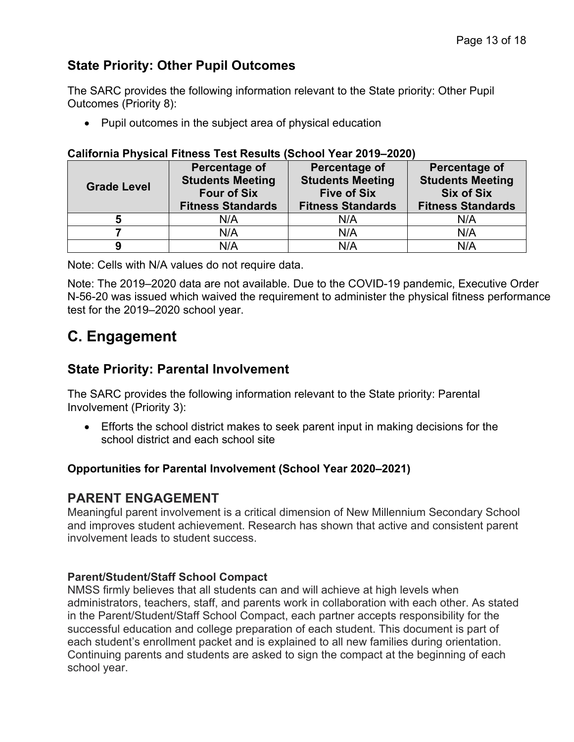## State Priority: Other Pupil Outcomes

The SARC provides the following information relevant to the State priority: Other Pupil Outcomes (Priority 8):

- Pupil outcomes in the subject area of physical education

**California Physical Fitness Test Results (School Year 2019–2020)**

| Grade Level | Percentage of Students Meeting Four of Six Fitness Standards | Percentage of Students Meeting Five of Six Fitness Standards | Percentage of Students Meeting Six of Six Fitness Standards |
|---|---|---|---|
| **5** | N/A | N/A | N/A |
| **7** | N/A | N/A | N/A |
| **9** | N/A | N/A | N/A |

Note: Cells with N/A values do not require data.

Note: The 2019–2020 data are not available. Due to the COVID-19 pandemic, Executive Order N-56-20 was issued which waived the requirement to administer the physical fitness performance test for the 2019–2020 school year.

# C. Engagement

## State Priority: Parental Involvement

The SARC provides the following information relevant to the State priority: Parental Involvement (Priority 3):

- Efforts the school district makes to seek parent input in making decisions for the school district and each school site

**Opportunities for Parental Involvement (School Year 2020–2021)**

## PARENT ENGAGEMENT

Meaningful parent involvement is a critical dimension of New Millennium Secondary School and improves student achievement. Research has shown that active and consistent parent involvement leads to student success.

**Parent/Student/Staff School Compact**

NMSS firmly believes that all students can and will achieve at high levels when administrators, teachers, staff, and parents work in collaboration with each other. As stated in the Parent/Student/Staff School Compact, each partner accepts responsibility for the successful education and college preparation of each student. This document is part of each student's enrollment packet and is explained to all new families during orientation. Continuing parents and students are asked to sign the compact at the beginning of each school year.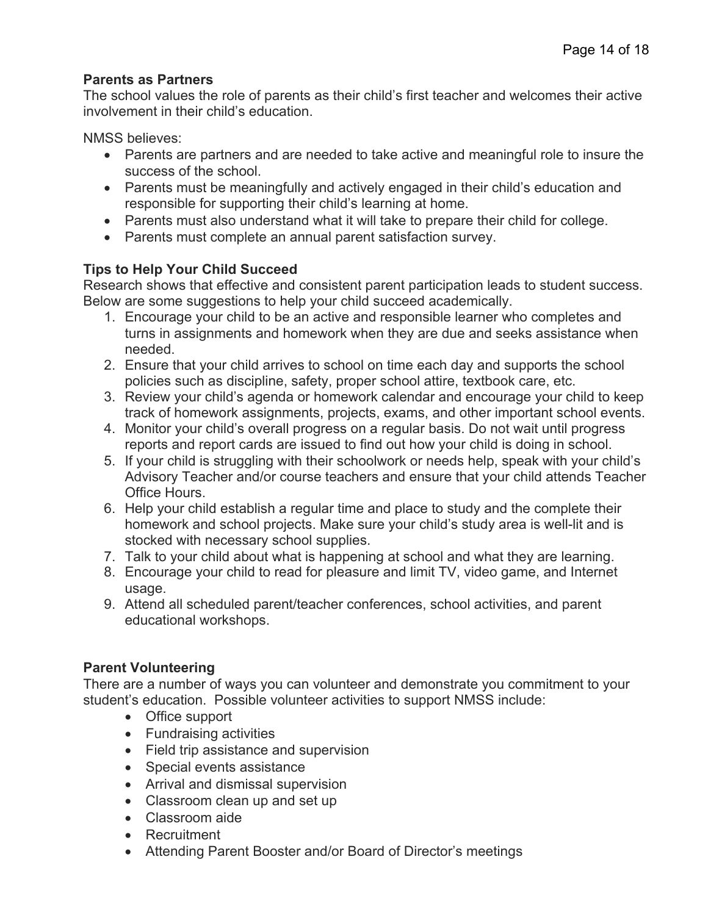**Parents as Partners**

The school values the role of parents as their child's first teacher and welcomes their active involvement in their child's education.

NMSS believes:

- Parents are partners and are needed to take active and meaningful role to insure the success of the school.
- Parents must be meaningfully and actively engaged in their child's education and responsible for supporting their child's learning at home.
- Parents must also understand what it will take to prepare their child for college.
- Parents must complete an annual parent satisfaction survey.

**Tips to Help Your Child Succeed**

Research shows that effective and consistent parent participation leads to student success. Below are some suggestions to help your child succeed academically.

1. Encourage your child to be an active and responsible learner who completes and turns in assignments and homework when they are due and seeks assistance when needed.
2. Ensure that your child arrives to school on time each day and supports the school policies such as discipline, safety, proper school attire, textbook care, etc.
3. Review your child's agenda or homework calendar and encourage your child to keep track of homework assignments, projects, exams, and other important school events.
4. Monitor your child's overall progress on a regular basis. Do not wait until progress reports and report cards are issued to find out how your child is doing in school.
5. If your child is struggling with their schoolwork or needs help, speak with your child's Advisory Teacher and/or course teachers and ensure that your child attends Teacher Office Hours.
6. Help your child establish a regular time and place to study and the complete their homework and school projects. Make sure your child's study area is well-lit and is stocked with necessary school supplies.
7. Talk to your child about what is happening at school and what they are learning.
8. Encourage your child to read for pleasure and limit TV, video game, and Internet usage.
9. Attend all scheduled parent/teacher conferences, school activities, and parent educational workshops.

**Parent Volunteering**

There are a number of ways you can volunteer and demonstrate you commitment to your student's education. Possible volunteer activities to support NMSS include:

- Office support
- Fundraising activities
- Field trip assistance and supervision
- Special events assistance
- Arrival and dismissal supervision
- Classroom clean up and set up
- Classroom aide
- Recruitment
- Attending Parent Booster and/or Board of Director's meetings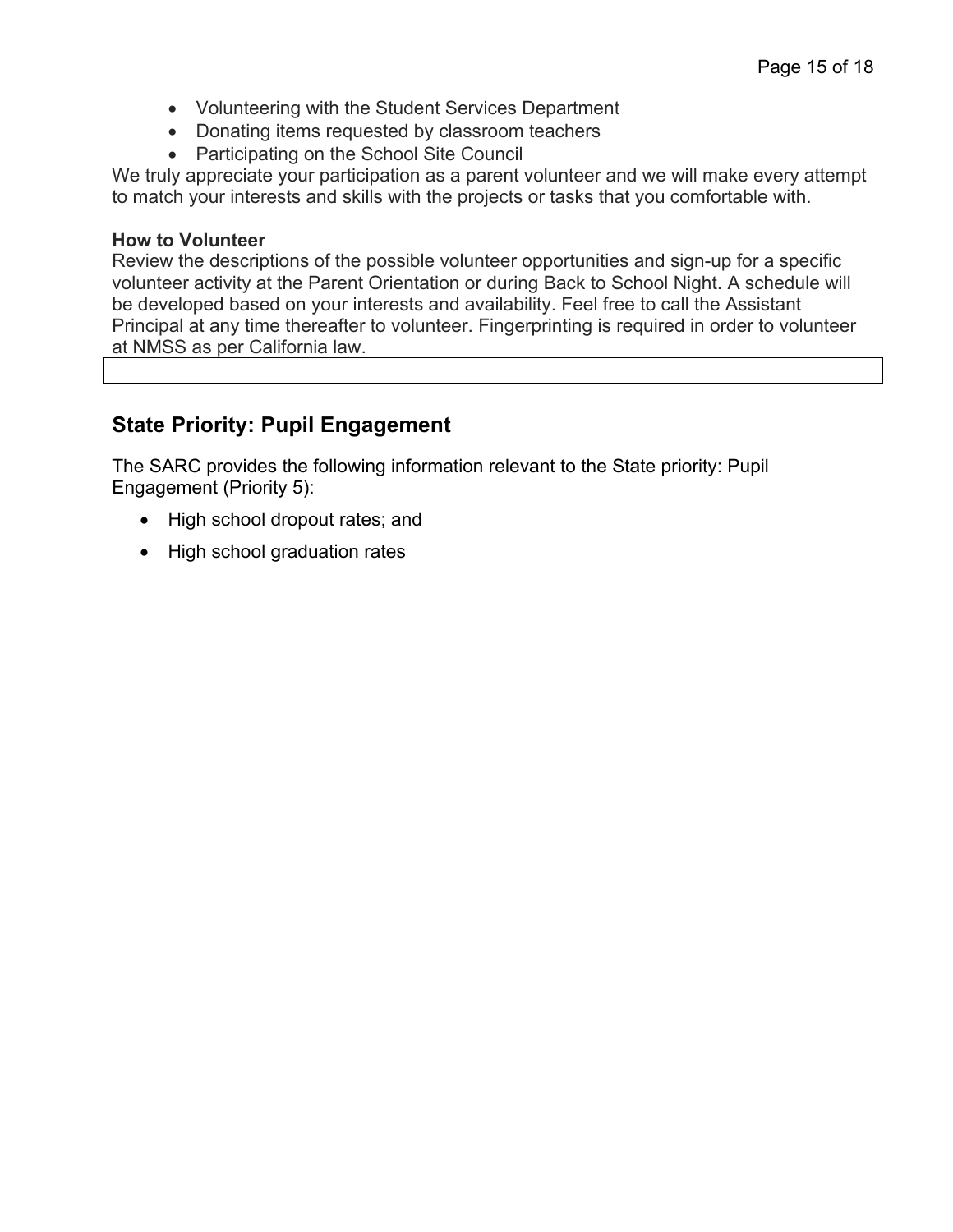- Volunteering with the Student Services Department
- Donating items requested by classroom teachers
- Participating on the School Site Council

We truly appreciate your participation as a parent volunteer and we will make every attempt to match your interests and skills with the projects or tasks that you comfortable with.

**How to Volunteer**

Review the descriptions of the possible volunteer opportunities and sign-up for a specific volunteer activity at the Parent Orientation or during Back to School Night. A schedule will be developed based on your interests and availability. Feel free to call the Assistant Principal at any time thereafter to volunteer. Fingerprinting is required in order to volunteer at NMSS as per California law.

## State Priority: Pupil Engagement

The SARC provides the following information relevant to the State priority: Pupil Engagement (Priority 5):

- High school dropout rates; and
- High school graduation rates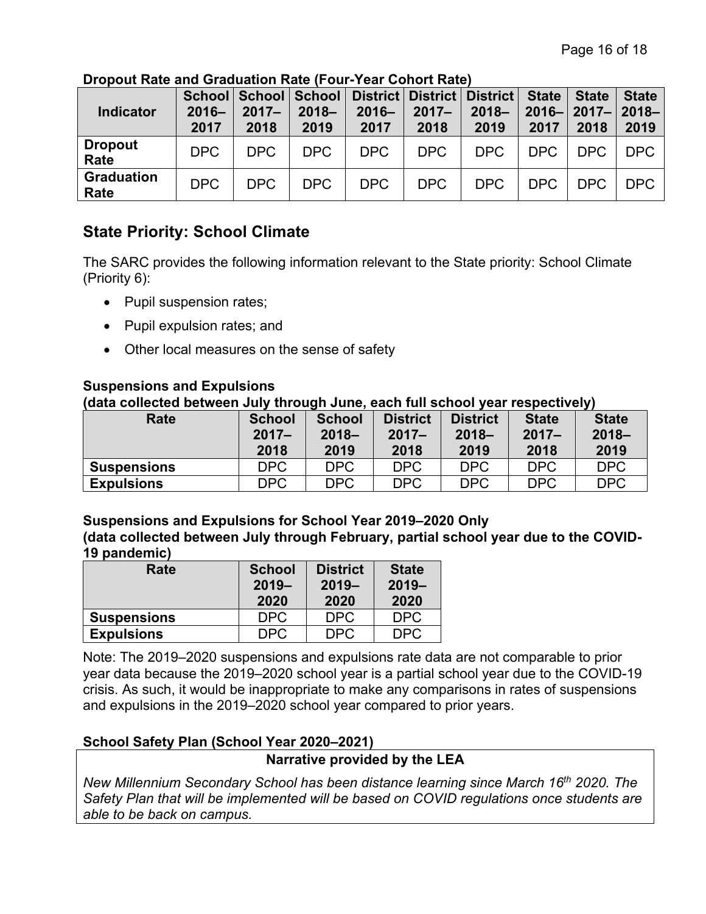**Dropout Rate and Graduation Rate (Four-Year Cohort Rate)**

| Indicator | School 2016–2017 | School 2017–2018 | School 2018–2019 | District 2016–2017 | District 2017–2018 | District 2018–2019 | State 2016–2017 | State 2017–2018 | State 2018–2019 |
|---|---|---|---|---|---|---|---|---|---|
| Dropout Rate | DPC | DPC | DPC | DPC | DPC | DPC | DPC | DPC | DPC |
| Graduation Rate | DPC | DPC | DPC | DPC | DPC | DPC | DPC | DPC | DPC |

## State Priority: School Climate

The SARC provides the following information relevant to the State priority: School Climate (Priority 6):

- Pupil suspension rates;
- Pupil expulsion rates; and
- Other local measures on the sense of safety

**Suspensions and Expulsions**
**(data collected between July through June, each full school year respectively)**

| Rate | School 2017–2018 | School 2018–2019 | District 2017–2018 | District 2018–2019 | State 2017–2018 | State 2018–2019 |
|---|---|---|---|---|---|---|
| Suspensions | DPC | DPC | DPC | DPC | DPC | DPC |
| Expulsions | DPC | DPC | DPC | DPC | DPC | DPC |

**Suspensions and Expulsions for School Year 2019–2020 Only**
**(data collected between July through February, partial school year due to the COVID-19 pandemic)**

| Rate | School 2019–2020 | District 2019–2020 | State 2019–2020 |
|---|---|---|---|
| Suspensions | DPC | DPC | DPC |
| Expulsions | DPC | DPC | DPC |

Note: The 2019–2020 suspensions and expulsions rate data are not comparable to prior year data because the 2019–2020 school year is a partial school year due to the COVID-19 crisis. As such, it would be inappropriate to make any comparisons in rates of suspensions and expulsions in the 2019–2020 school year compared to prior years.

**School Safety Plan (School Year 2020–2021)**

**Narrative provided by the LEA**

*New Millennium Secondary School has been distance learning since March 16th 2020. The Safety Plan that will be implemented will be based on COVID regulations once students are able to be back on campus.*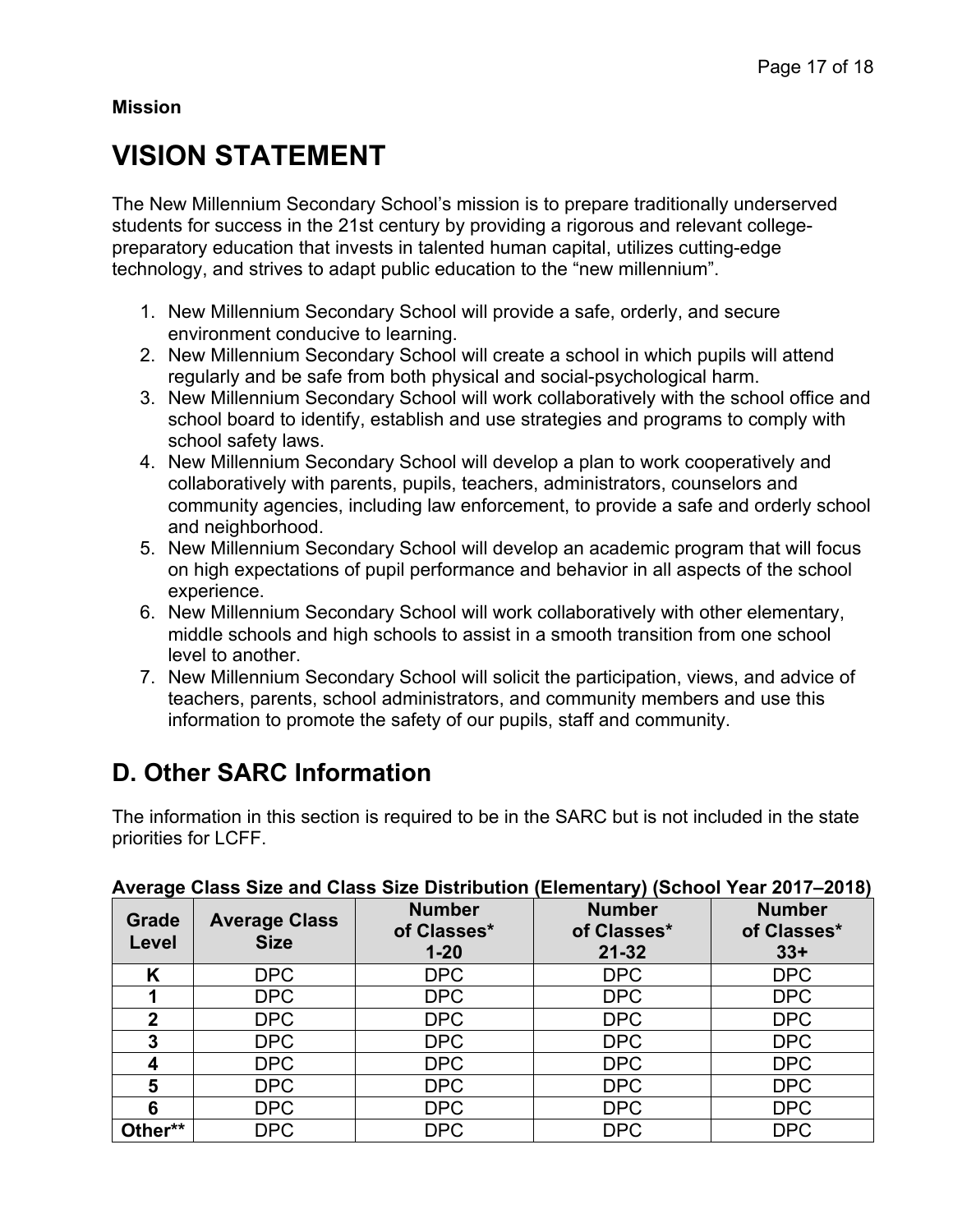**Mission**

# VISION STATEMENT

The New Millennium Secondary School's mission is to prepare traditionally underserved students for success in the 21st century by providing a rigorous and relevant college-preparatory education that invests in talented human capital, utilizes cutting-edge technology, and strives to adapt public education to the "new millennium".

1. New Millennium Secondary School will provide a safe, orderly, and secure environment conducive to learning.
2. New Millennium Secondary School will create a school in which pupils will attend regularly and be safe from both physical and social-psychological harm.
3. New Millennium Secondary School will work collaboratively with the school office and school board to identify, establish and use strategies and programs to comply with school safety laws.
4. New Millennium Secondary School will develop a plan to work cooperatively and collaboratively with parents, pupils, teachers, administrators, counselors and community agencies, including law enforcement, to provide a safe and orderly school and neighborhood.
5. New Millennium Secondary School will develop an academic program that will focus on high expectations of pupil performance and behavior in all aspects of the school experience.
6. New Millennium Secondary School will work collaboratively with other elementary, middle schools and high schools to assist in a smooth transition from one school level to another.
7. New Millennium Secondary School will solicit the participation, views, and advice of teachers, parents, school administrators, and community members and use this information to promote the safety of our pupils, staff and community.

# D. Other SARC Information

The information in this section is required to be in the SARC but is not included in the state priorities for LCFF.

**Average Class Size and Class Size Distribution (Elementary) (School Year 2017–2018)**

| Grade Level | Average Class Size | Number of Classes* 1-20 | Number of Classes* 21-32 | Number of Classes* 33+ |
|---|---|---|---|---|
| K | DPC | DPC | DPC | DPC |
| 1 | DPC | DPC | DPC | DPC |
| 2 | DPC | DPC | DPC | DPC |
| 3 | DPC | DPC | DPC | DPC |
| 4 | DPC | DPC | DPC | DPC |
| 5 | DPC | DPC | DPC | DPC |
| 6 | DPC | DPC | DPC | DPC |
| Other** | DPC | DPC | DPC | DPC |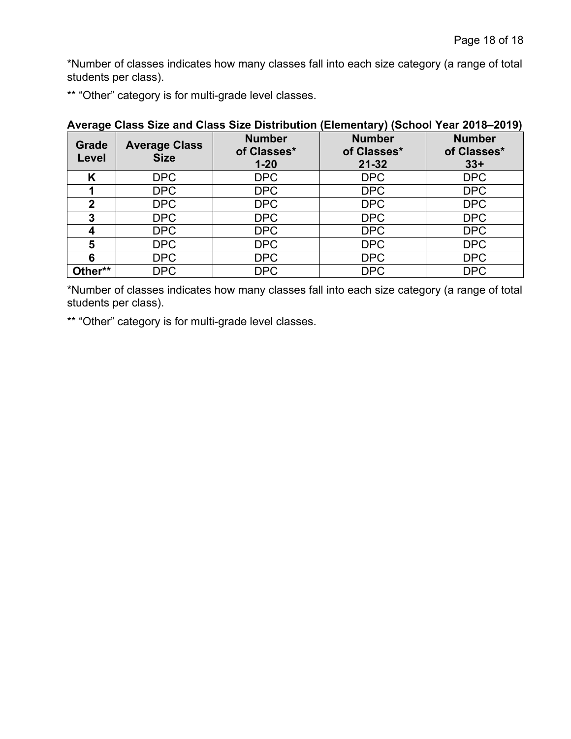*Number of classes indicates how many classes fall into each size category (a range of total students per class).

** "Other" category is for multi-grade level classes.

**Average Class Size and Class Size Distribution (Elementary) (School Year 2018–2019)**

| Grade Level | Average Class Size | Number of Classes* 1-20 | Number of Classes* 21-32 | Number of Classes* 33+ |
|---|---|---|---|---|
| **K** | DPC | DPC | DPC | DPC |
| **1** | DPC | DPC | DPC | DPC |
| **2** | DPC | DPC | DPC | DPC |
| **3** | DPC | DPC | DPC | DPC |
| **4** | DPC | DPC | DPC | DPC |
| **5** | DPC | DPC | DPC | DPC |
| **6** | DPC | DPC | DPC | DPC |
| **Other**** | DPC | DPC | DPC | DPC |

*Number of classes indicates how many classes fall into each size category (a range of total students per class).

** "Other" category is for multi-grade level classes.